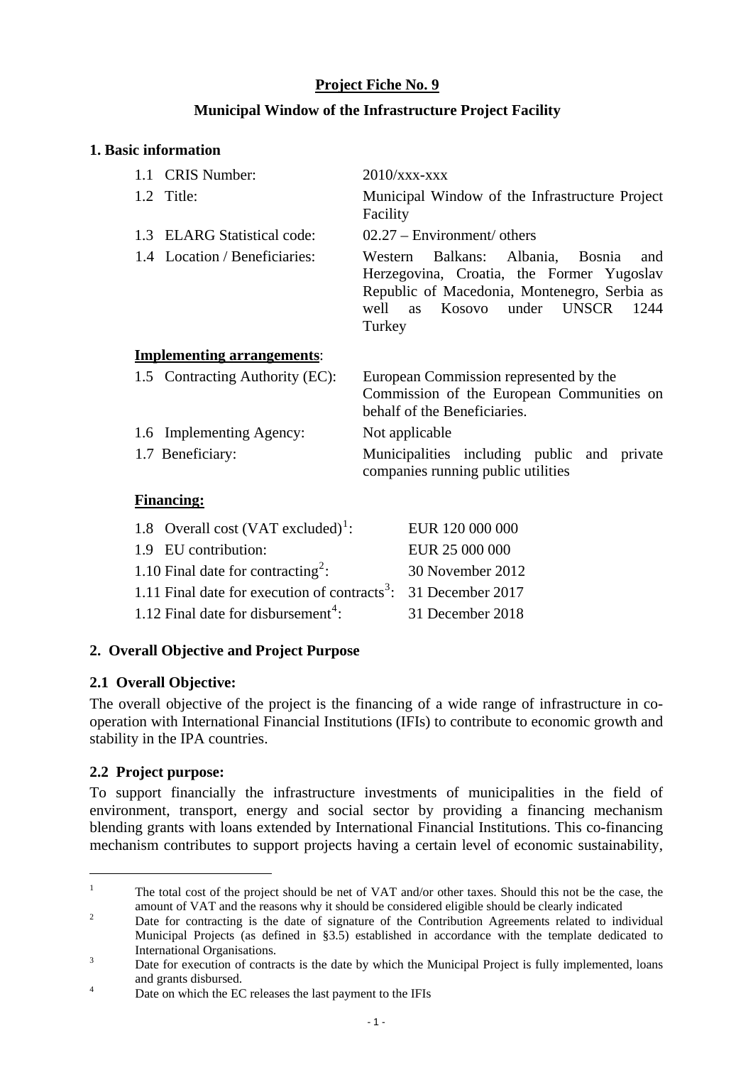**Project Fiche No. 9**

**Municipal Window of the Infrastructure Project Facility**

## 1. Basic information

| | |
|---|---|
| 1.1 CRIS Number: | 2010/xxx-xxx |
| 1.2 Title: | Municipal Window of the Infrastructure Project Facility |
| 1.3 ELARG Statistical code: | 02.27 – Environment/ others |
| 1.4 Location / Beneficiaries: | Western Balkans: Albania, Bosnia and Herzegovina, Croatia, the Former Yugoslav Republic of Macedonia, Montenegro, Serbia as well as Kosovo under UNSCR 1244 Turkey |

**Implementing arrangements**:

| | |
|---|---|
| 1.5 Contracting Authority (EC): | European Commission represented by the Commission of the European Communities on behalf of the Beneficiaries. |
| 1.6 Implementing Agency: | Not applicable |
| 1.7 Beneficiary: | Municipalities including public and private companies running public utilities |

**Financing:**

| | |
|---|---|
| 1.8 Overall cost (VAT excluded)[1]: | EUR 120 000 000 |
| 1.9 EU contribution: | EUR 25 000 000 |
| 1.10 Final date for contracting[2]: | 30 November 2012 |
| 1.11 Final date for execution of contracts[3]: | 31 December 2017 |
| 1.12 Final date for disbursement[4]: | 31 December 2018 |

## 2. Overall Objective and Project Purpose

### 2.1 Overall Objective:

The overall objective of the project is the financing of a wide range of infrastructure in co-operation with International Financial Institutions (IFIs) to contribute to economic growth and stability in the IPA countries.

### 2.2 Project purpose:

To support financially the infrastructure investments of municipalities in the field of environment, transport, energy and social sector by providing a financing mechanism blending grants with loans extended by International Financial Institutions. This co-financing mechanism contributes to support projects having a certain level of economic sustainability,

---

[1] The total cost of the project should be net of VAT and/or other taxes. Should this not be the case, the amount of VAT and the reasons why it should be considered eligible should be clearly indicated

[2] Date for contracting is the date of signature of the Contribution Agreements related to individual Municipal Projects (as defined in §3.5) established in accordance with the template dedicated to International Organisations.

[3] Date for execution of contracts is the date by which the Municipal Project is fully implemented, loans and grants disbursed.

[4] Date on which the EC releases the last payment to the IFIs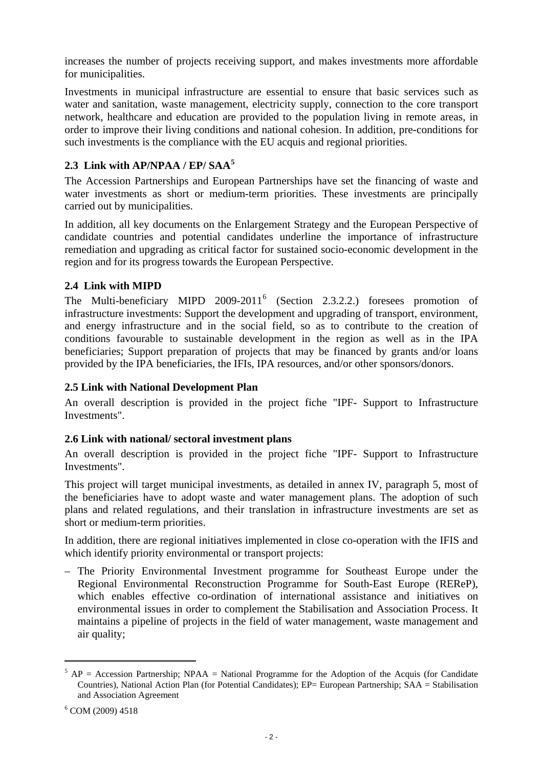increases the number of projects receiving support, and makes investments more affordable for municipalities.

Investments in municipal infrastructure are essential to ensure that basic services such as water and sanitation, waste management, electricity supply, connection to the core transport network, healthcare and education are provided to the population living in remote areas, in order to improve their living conditions and national cohesion. In addition, pre-conditions for such investments is the compliance with the EU acquis and regional priorities.

## 2.3 Link with AP/NPAA / EP/ SAA[5]

The Accession Partnerships and European Partnerships have set the financing of waste and water investments as short or medium-term priorities. These investments are principally carried out by municipalities.

In addition, all key documents on the Enlargement Strategy and the European Perspective of candidate countries and potential candidates underline the importance of infrastructure remediation and upgrading as critical factor for sustained socio-economic development in the region and for its progress towards the European Perspective.

## 2.4 Link with MIPD

The Multi-beneficiary MIPD 2009-2011[6] (Section 2.3.2.2.) foresees promotion of infrastructure investments: Support the development and upgrading of transport, environment, and energy infrastructure and in the social field, so as to contribute to the creation of conditions favourable to sustainable development in the region as well as in the IPA beneficiaries; Support preparation of projects that may be financed by grants and/or loans provided by the IPA beneficiaries, the IFIs, IPA resources, and/or other sponsors/donors.

## 2.5 Link with National Development Plan

An overall description is provided in the project fiche "IPF- Support to Infrastructure Investments".

## 2.6 Link with national/ sectoral investment plans

An overall description is provided in the project fiche "IPF- Support to Infrastructure Investments".

This project will target municipal investments, as detailed in annex IV, paragraph 5, most of the beneficiaries have to adopt waste and water management plans. The adoption of such plans and related regulations, and their translation in infrastructure investments are set as short or medium-term priorities.

In addition, there are regional initiatives implemented in close co-operation with the IFIS and which identify priority environmental or transport projects:

– The Priority Environmental Investment programme for Southeast Europe under the Regional Environmental Reconstruction Programme for South-East Europe (REReP), which enables effective co-ordination of international assistance and initiatives on environmental issues in order to complement the Stabilisation and Association Process. It maintains a pipeline of projects in the field of water management, waste management and air quality;

---

[5] AP = Accession Partnership; NPAA = National Programme for the Adoption of the Acquis (for Candidate Countries), National Action Plan (for Potential Candidates); EP= European Partnership; SAA = Stabilisation and Association Agreement

[6] COM (2009) 4518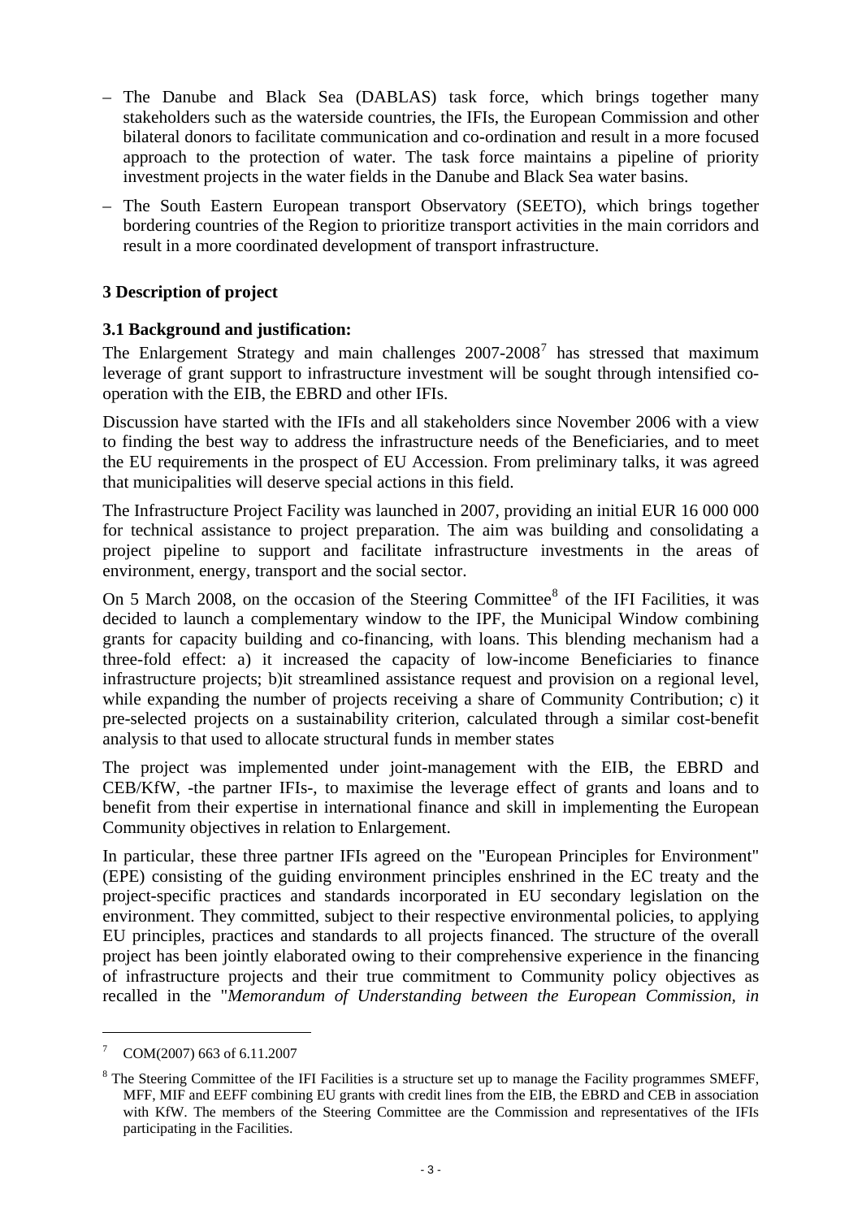– The Danube and Black Sea (DABLAS) task force, which brings together many stakeholders such as the waterside countries, the IFIs, the European Commission and other bilateral donors to facilitate communication and co-ordination and result in a more focused approach to the protection of water. The task force maintains a pipeline of priority investment projects in the water fields in the Danube and Black Sea water basins.

– The South Eastern European transport Observatory (SEETO), which brings together bordering countries of the Region to prioritize transport activities in the main corridors and result in a more coordinated development of transport infrastructure.

### 3 Description of project

#### 3.1 Background and justification:

The Enlargement Strategy and main challenges 2007-2008[7] has stressed that maximum leverage of grant support to infrastructure investment will be sought through intensified co-operation with the EIB, the EBRD and other IFIs.

Discussion have started with the IFIs and all stakeholders since November 2006 with a view to finding the best way to address the infrastructure needs of the Beneficiaries, and to meet the EU requirements in the prospect of EU Accession. From preliminary talks, it was agreed that municipalities will deserve special actions in this field.

The Infrastructure Project Facility was launched in 2007, providing an initial EUR 16 000 000 for technical assistance to project preparation. The aim was building and consolidating a project pipeline to support and facilitate infrastructure investments in the areas of environment, energy, transport and the social sector.

On 5 March 2008, on the occasion of the Steering Committee[8] of the IFI Facilities, it was decided to launch a complementary window to the IPF, the Municipal Window combining grants for capacity building and co-financing, with loans. This blending mechanism had a three-fold effect: a) it increased the capacity of low-income Beneficiaries to finance infrastructure projects; b)it streamlined assistance request and provision on a regional level, while expanding the number of projects receiving a share of Community Contribution; c) it pre-selected projects on a sustainability criterion, calculated through a similar cost-benefit analysis to that used to allocate structural funds in member states

The project was implemented under joint-management with the EIB, the EBRD and CEB/KfW, -the partner IFIs-, to maximise the leverage effect of grants and loans and to benefit from their expertise in international finance and skill in implementing the European Community objectives in relation to Enlargement.

In particular, these three partner IFIs agreed on the "European Principles for Environment" (EPE) consisting of the guiding environment principles enshrined in the EC treaty and the project-specific practices and standards incorporated in EU secondary legislation on the environment. They committed, subject to their respective environmental policies, to applying EU principles, practices and standards to all projects financed. The structure of the overall project has been jointly elaborated owing to their comprehensive experience in the financing of infrastructure projects and their true commitment to Community policy objectives as recalled in the "*Memorandum of Understanding between the European Commission, in*

---

[7] COM(2007) 663 of 6.11.2007

[8] The Steering Committee of the IFI Facilities is a structure set up to manage the Facility programmes SMEFF, MFF, MIF and EEFF combining EU grants with credit lines from the EIB, the EBRD and CEB in association with KfW. The members of the Steering Committee are the Commission and representatives of the IFIs participating in the Facilities.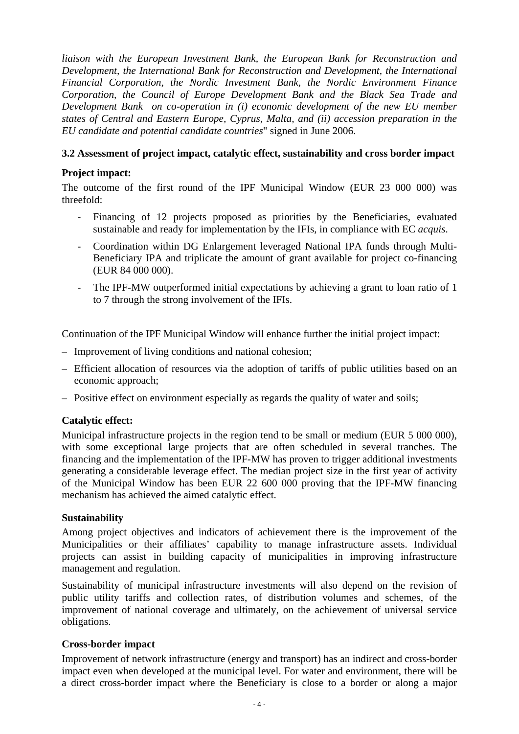*liaison with the European Investment Bank, the European Bank for Reconstruction and Development, the International Bank for Reconstruction and Development, the International Financial Corporation, the Nordic Investment Bank, the Nordic Environment Finance Corporation, the Council of Europe Development Bank and the Black Sea Trade and Development Bank on co-operation in (i) economic development of the new EU member states of Central and Eastern Europe, Cyprus, Malta, and (ii) accession preparation in the EU candidate and potential candidate countries*" signed in June 2006.

### 3.2 Assessment of project impact, catalytic effect, sustainability and cross border impact

**Project impact:**

The outcome of the first round of the IPF Municipal Window (EUR 23 000 000) was threefold:

- Financing of 12 projects proposed as priorities by the Beneficiaries, evaluated sustainable and ready for implementation by the IFIs, in compliance with EC *acquis*.
- Coordination within DG Enlargement leveraged National IPA funds through Multi-Beneficiary IPA and triplicate the amount of grant available for project co-financing (EUR 84 000 000).
- The IPF-MW outperformed initial expectations by achieving a grant to loan ratio of 1 to 7 through the strong involvement of the IFIs.

Continuation of the IPF Municipal Window will enhance further the initial project impact:

- Improvement of living conditions and national cohesion;
- Efficient allocation of resources via the adoption of tariffs of public utilities based on an economic approach;
- Positive effect on environment especially as regards the quality of water and soils;

**Catalytic effect:**

Municipal infrastructure projects in the region tend to be small or medium (EUR 5 000 000), with some exceptional large projects that are often scheduled in several tranches. The financing and the implementation of the IPF-MW has proven to trigger additional investments generating a considerable leverage effect. The median project size in the first year of activity of the Municipal Window has been EUR 22 600 000 proving that the IPF-MW financing mechanism has achieved the aimed catalytic effect.

**Sustainability**

Among project objectives and indicators of achievement there is the improvement of the Municipalities or their affiliates' capability to manage infrastructure assets. Individual projects can assist in building capacity of municipalities in improving infrastructure management and regulation.

Sustainability of municipal infrastructure investments will also depend on the revision of public utility tariffs and collection rates, of distribution volumes and schemes, of the improvement of national coverage and ultimately, on the achievement of universal service obligations.

**Cross-border impact**

Improvement of network infrastructure (energy and transport) has an indirect and cross-border impact even when developed at the municipal level. For water and environment, there will be a direct cross-border impact where the Beneficiary is close to a border or along a major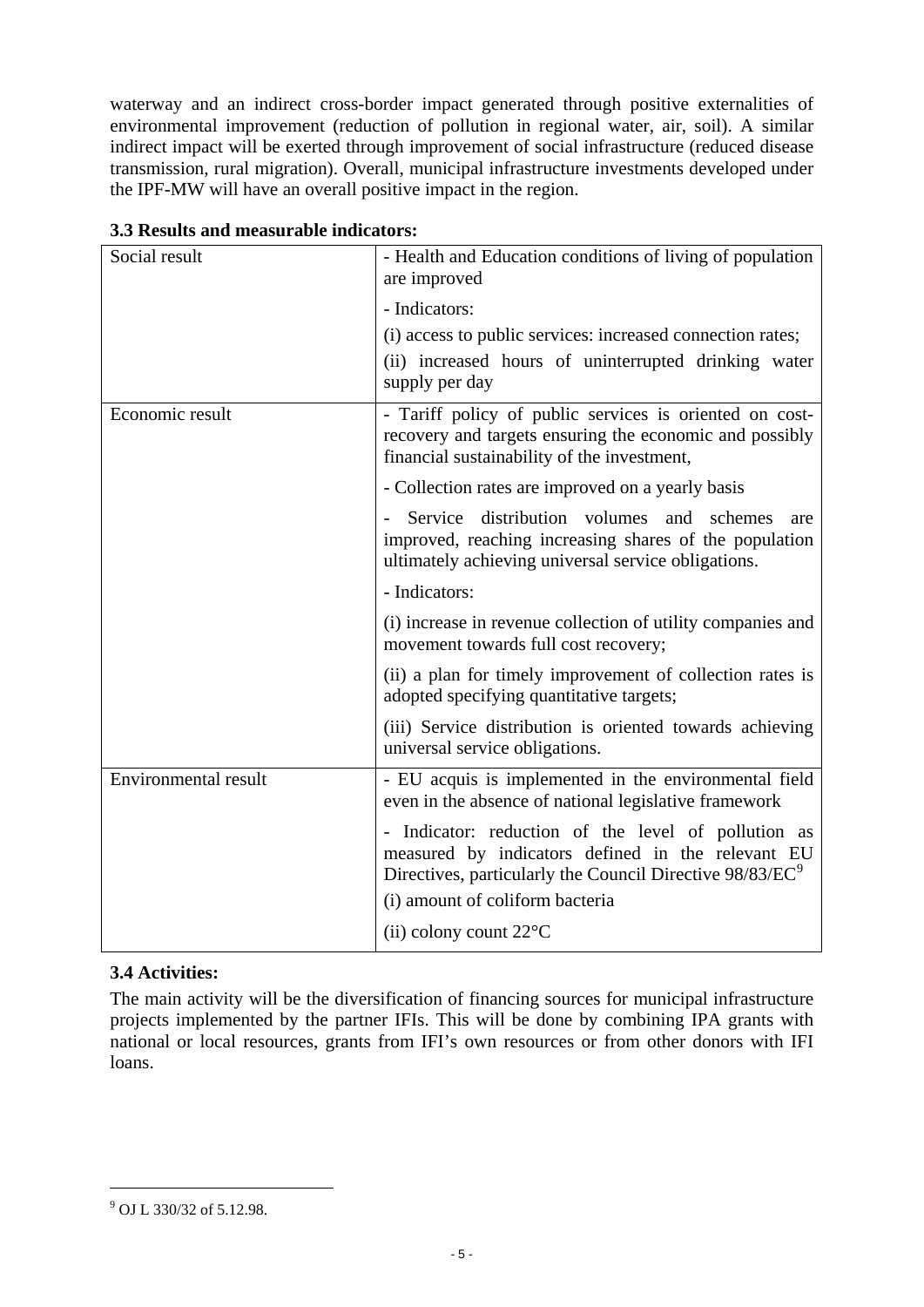waterway and an indirect cross-border impact generated through positive externalities of environmental improvement (reduction of pollution in regional water, air, soil). A similar indirect impact will be exerted through improvement of social infrastructure (reduced disease transmission, rural migration). Overall, municipal infrastructure investments developed under the IPF-MW will have an overall positive impact in the region.

**3.3 Results and measurable indicators:**

| | |
|---|---|
| Social result | - Health and Education conditions of living of population are improved<br>- Indicators:<br>(i) access to public services: increased connection rates;<br>(ii) increased hours of uninterrupted drinking water supply per day |
| Economic result | - Tariff policy of public services is oriented on cost-recovery and targets ensuring the economic and possibly financial sustainability of the investment,<br>- Collection rates are improved on a yearly basis<br>- Service distribution volumes and schemes are improved, reaching increasing shares of the population ultimately achieving universal service obligations.<br>- Indicators:<br>(i) increase in revenue collection of utility companies and movement towards full cost recovery;<br>(ii) a plan for timely improvement of collection rates is adopted specifying quantitative targets;<br>(iii) Service distribution is oriented towards achieving universal service obligations. |
| Environmental result | - EU acquis is implemented in the environmental field even in the absence of national legislative framework<br>- Indicator: reduction of the level of pollution as measured by indicators defined in the relevant EU Directives, particularly the Council Directive 98/83/EC[9]<br>(i) amount of coliform bacteria<br>(ii) colony count 22°C |

**3.4 Activities:**

The main activity will be the diversification of financing sources for municipal infrastructure projects implemented by the partner IFIs. This will be done by combining IPA grants with national or local resources, grants from IFI's own resources or from other donors with IFI loans.

[9] OJ L 330/32 of 5.12.98.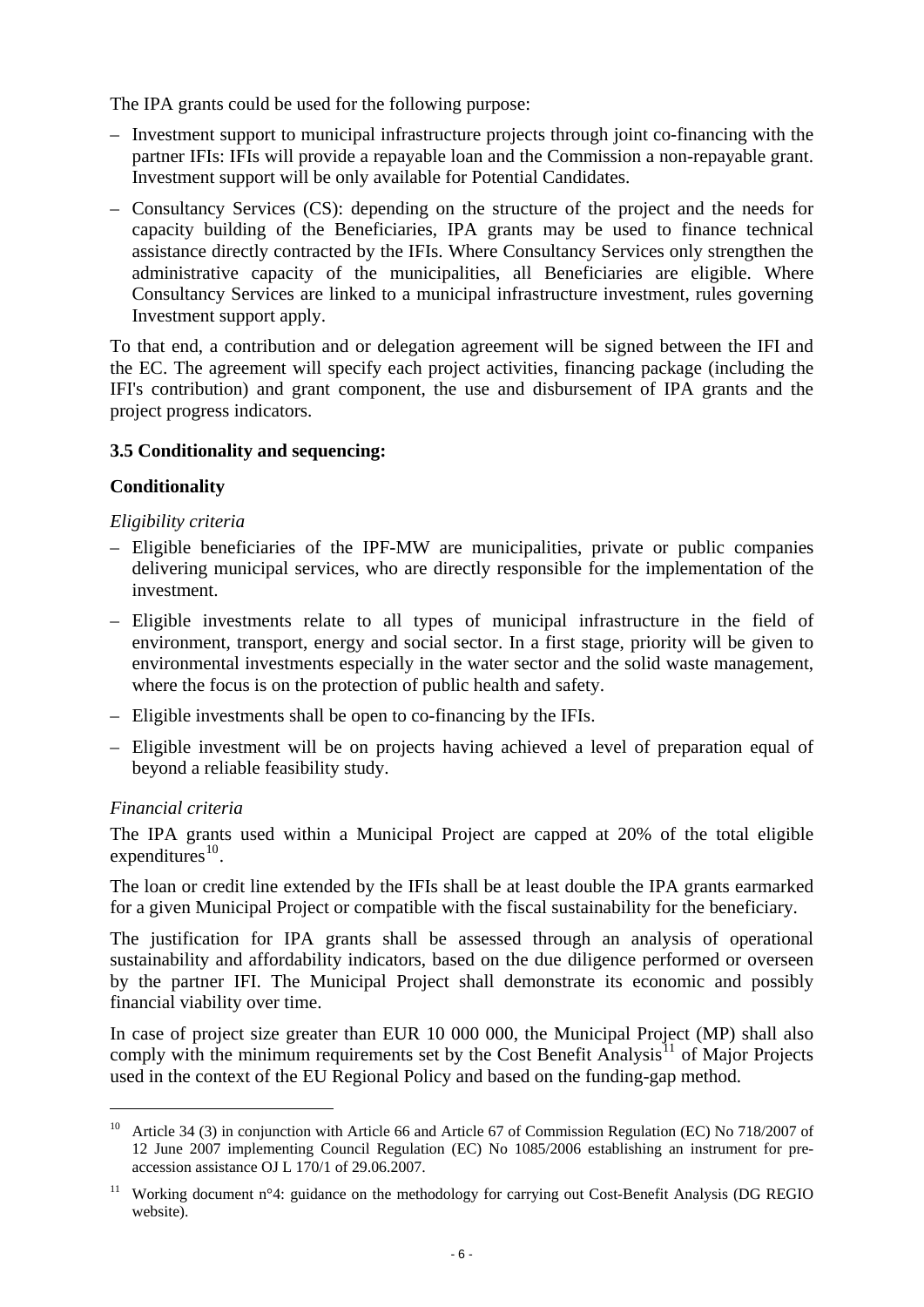The IPA grants could be used for the following purpose:

- Investment support to municipal infrastructure projects through joint co-financing with the partner IFIs: IFIs will provide a repayable loan and the Commission a non-repayable grant. Investment support will be only available for Potential Candidates.
- Consultancy Services (CS): depending on the structure of the project and the needs for capacity building of the Beneficiaries, IPA grants may be used to finance technical assistance directly contracted by the IFIs. Where Consultancy Services only strengthen the administrative capacity of the municipalities, all Beneficiaries are eligible. Where Consultancy Services are linked to a municipal infrastructure investment, rules governing Investment support apply.

To that end, a contribution and or delegation agreement will be signed between the IFI and the EC. The agreement will specify each project activities, financing package (including the IFI's contribution) and grant component, the use and disbursement of IPA grants and the project progress indicators.

### 3.5 Conditionality and sequencing:

**Conditionality**

*Eligibility criteria*

- Eligible beneficiaries of the IPF-MW are municipalities, private or public companies delivering municipal services, who are directly responsible for the implementation of the investment.
- Eligible investments relate to all types of municipal infrastructure in the field of environment, transport, energy and social sector. In a first stage, priority will be given to environmental investments especially in the water sector and the solid waste management, where the focus is on the protection of public health and safety.
- Eligible investments shall be open to co-financing by the IFIs.
- Eligible investment will be on projects having achieved a level of preparation equal of beyond a reliable feasibility study.

*Financial criteria*

The IPA grants used within a Municipal Project are capped at 20% of the total eligible expenditures[10].

The loan or credit line extended by the IFIs shall be at least double the IPA grants earmarked for a given Municipal Project or compatible with the fiscal sustainability for the beneficiary.

The justification for IPA grants shall be assessed through an analysis of operational sustainability and affordability indicators, based on the due diligence performed or overseen by the partner IFI. The Municipal Project shall demonstrate its economic and possibly financial viability over time.

In case of project size greater than EUR 10 000 000, the Municipal Project (MP) shall also comply with the minimum requirements set by the Cost Benefit Analysis[11] of Major Projects used in the context of the EU Regional Policy and based on the funding-gap method.

---

[10] Article 34 (3) in conjunction with Article 66 and Article 67 of Commission Regulation (EC) No 718/2007 of 12 June 2007 implementing Council Regulation (EC) No 1085/2006 establishing an instrument for pre-accession assistance OJ L 170/1 of 29.06.2007.

[11] Working document n°4: guidance on the methodology for carrying out Cost-Benefit Analysis (DG REGIO website).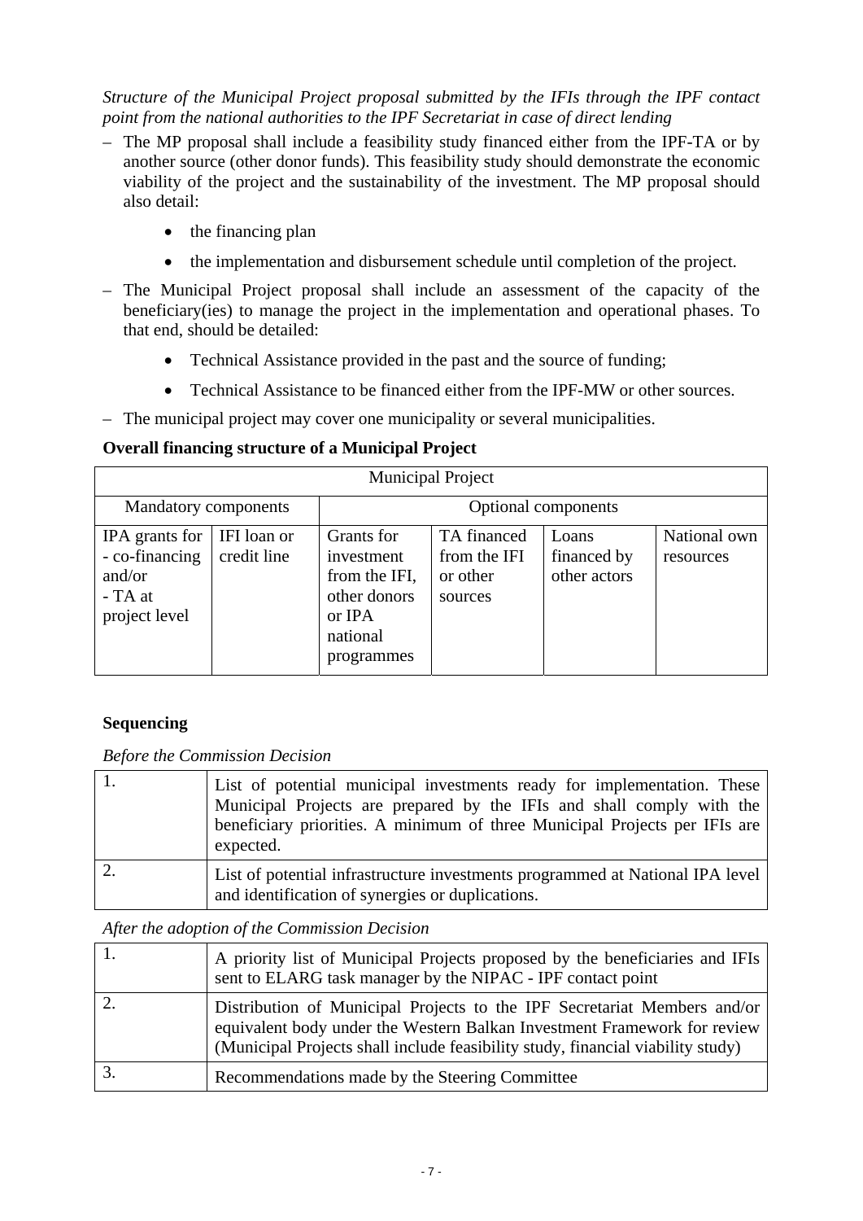*Structure of the Municipal Project proposal submitted by the IFIs through the IPF contact point from the national authorities to the IPF Secretariat in case of direct lending*

– The MP proposal shall include a feasibility study financed either from the IPF-TA or by another source (other donor funds). This feasibility study should demonstrate the economic viability of the project and the sustainability of the investment. The MP proposal should also detail:

  - the financing plan
  - the implementation and disbursement schedule until completion of the project.

– The Municipal Project proposal shall include an assessment of the capacity of the beneficiary(ies) to manage the project in the implementation and operational phases. To that end, should be detailed:

  - Technical Assistance provided in the past and the source of funding;
  - Technical Assistance to be financed either from the IPF-MW or other sources.

– The municipal project may cover one municipality or several municipalities.

**Overall financing structure of a Municipal Project**

| Municipal Project | | | | | |
|---|---|---|---|---|---|
| Mandatory components | | Optional components | | | |
| IPA grants for - co-financing and/or - TA at project level | IFI loan or credit line | Grants for investment from the IFI, other donors or IPA national programmes | TA financed from the IFI or other sources | Loans financed by other actors | National own resources |

**Sequencing**

*Before the Commission Decision*

| | |
|---|---|
| 1. | List of potential municipal investments ready for implementation. These Municipal Projects are prepared by the IFIs and shall comply with the beneficiary priorities. A minimum of three Municipal Projects per IFIs are expected. |
| 2. | List of potential infrastructure investments programmed at National IPA level and identification of synergies or duplications. |

*After the adoption of the Commission Decision*

| | |
|---|---|
| 1. | A priority list of Municipal Projects proposed by the beneficiaries and IFIs sent to ELARG task manager by the NIPAC - IPF contact point |
| 2. | Distribution of Municipal Projects to the IPF Secretariat Members and/or equivalent body under the Western Balkan Investment Framework for review (Municipal Projects shall include feasibility study, financial viability study) |
| 3. | Recommendations made by the Steering Committee |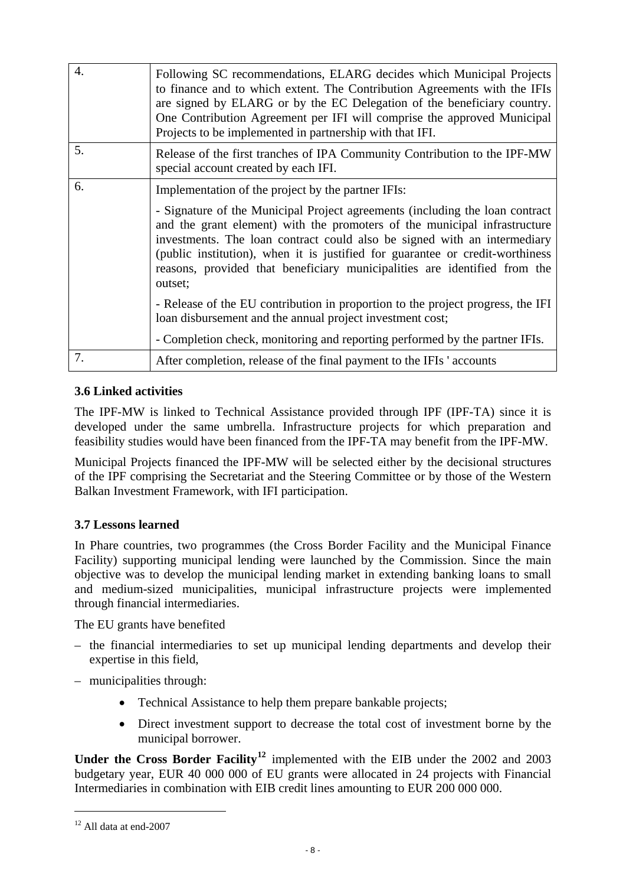| | |
|---|---|
| 4. | Following SC recommendations, ELARG decides which Municipal Projects to finance and to which extent. The Contribution Agreements with the IFIs are signed by ELARG or by the EC Delegation of the beneficiary country. One Contribution Agreement per IFI will comprise the approved Municipal Projects to be implemented in partnership with that IFI. |
| 5. | Release of the first tranches of IPA Community Contribution to the IPF-MW special account created by each IFI. |
| 6. | Implementation of the project by the partner IFIs:<br><br>- Signature of the Municipal Project agreements (including the loan contract and the grant element) with the promoters of the municipal infrastructure investments. The loan contract could also be signed with an intermediary (public institution), when it is justified for guarantee or credit-worthiness reasons, provided that beneficiary municipalities are identified from the outset;<br><br>- Release of the EU contribution in proportion to the project progress, the IFI loan disbursement and the annual project investment cost;<br><br>- Completion check, monitoring and reporting performed by the partner IFIs. |
| 7. | After completion, release of the final payment to the IFIs ' accounts |

### 3.6 Linked activities

The IPF-MW is linked to Technical Assistance provided through IPF (IPF-TA) since it is developed under the same umbrella. Infrastructure projects for which preparation and feasibility studies would have been financed from the IPF-TA may benefit from the IPF-MW.

Municipal Projects financed the IPF-MW will be selected either by the decisional structures of the IPF comprising the Secretariat and the Steering Committee or by those of the Western Balkan Investment Framework, with IFI participation.

### 3.7 Lessons learned

In Phare countries, two programmes (the Cross Border Facility and the Municipal Finance Facility) supporting municipal lending were launched by the Commission. Since the main objective was to develop the municipal lending market in extending banking loans to small and medium-sized municipalities, municipal infrastructure projects were implemented through financial intermediaries.

The EU grants have benefited

– the financial intermediaries to set up municipal lending departments and develop their expertise in this field,

– municipalities through:

  - Technical Assistance to help them prepare bankable projects;
  - Direct investment support to decrease the total cost of investment borne by the municipal borrower.

**Under the Cross Border Facility**[12] implemented with the EIB under the 2002 and 2003 budgetary year, EUR 40 000 000 of EU grants were allocated in 24 projects with Financial Intermediaries in combination with EIB credit lines amounting to EUR 200 000 000.

[12] All data at end-2007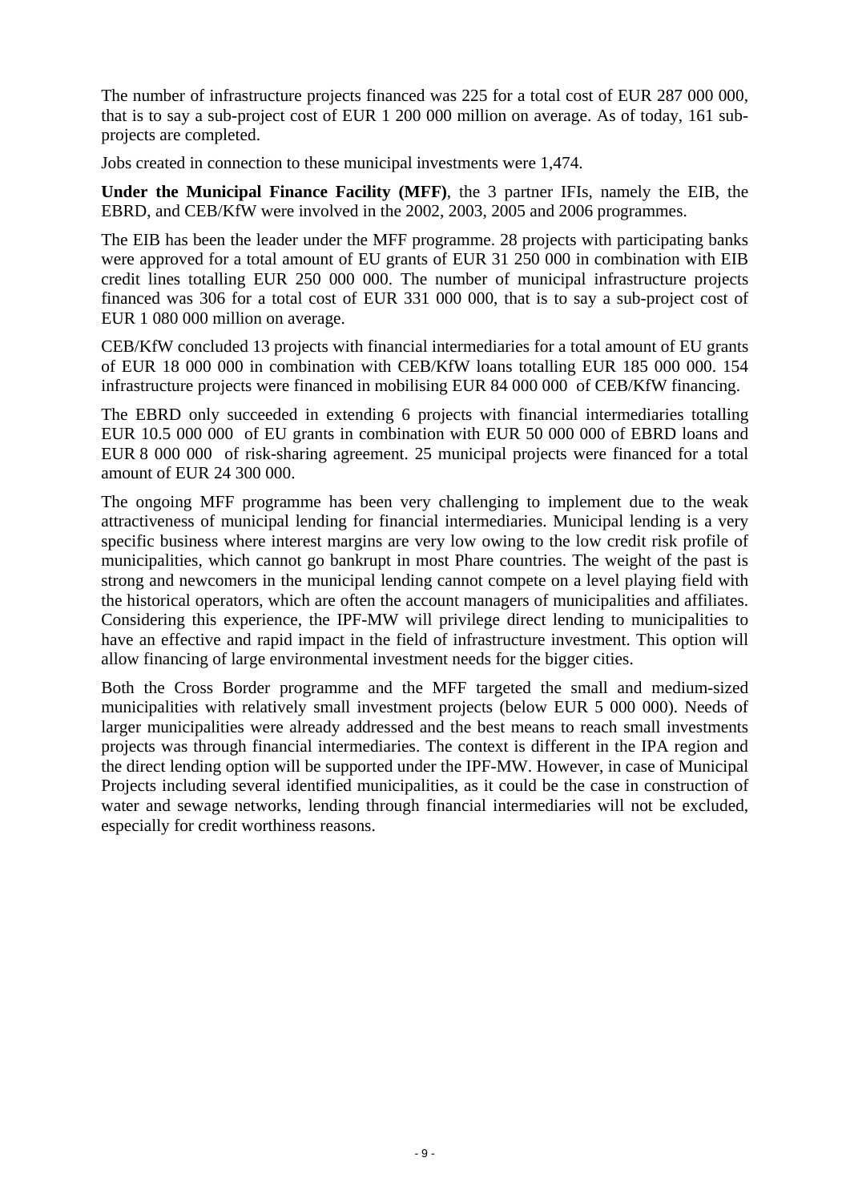The number of infrastructure projects financed was 225 for a total cost of EUR 287 000 000, that is to say a sub-project cost of EUR 1 200 000 million on average. As of today, 161 sub-projects are completed.

Jobs created in connection to these municipal investments were 1,474.

**Under the Municipal Finance Facility (MFF)**, the 3 partner IFIs, namely the EIB, the EBRD, and CEB/KfW were involved in the 2002, 2003, 2005 and 2006 programmes.

The EIB has been the leader under the MFF programme. 28 projects with participating banks were approved for a total amount of EU grants of EUR 31 250 000 in combination with EIB credit lines totalling EUR 250 000 000. The number of municipal infrastructure projects financed was 306 for a total cost of EUR 331 000 000, that is to say a sub-project cost of EUR 1 080 000 million on average.

CEB/KfW concluded 13 projects with financial intermediaries for a total amount of EU grants of EUR 18 000 000 in combination with CEB/KfW loans totalling EUR 185 000 000. 154 infrastructure projects were financed in mobilising EUR 84 000 000 of CEB/KfW financing.

The EBRD only succeeded in extending 6 projects with financial intermediaries totalling EUR 10.5 000 000 of EU grants in combination with EUR 50 000 000 of EBRD loans and EUR 8 000 000 of risk-sharing agreement. 25 municipal projects were financed for a total amount of EUR 24 300 000.

The ongoing MFF programme has been very challenging to implement due to the weak attractiveness of municipal lending for financial intermediaries. Municipal lending is a very specific business where interest margins are very low owing to the low credit risk profile of municipalities, which cannot go bankrupt in most Phare countries. The weight of the past is strong and newcomers in the municipal lending cannot compete on a level playing field with the historical operators, which are often the account managers of municipalities and affiliates. Considering this experience, the IPF-MW will privilege direct lending to municipalities to have an effective and rapid impact in the field of infrastructure investment. This option will allow financing of large environmental investment needs for the bigger cities.

Both the Cross Border programme and the MFF targeted the small and medium-sized municipalities with relatively small investment projects (below EUR 5 000 000). Needs of larger municipalities were already addressed and the best means to reach small investments projects was through financial intermediaries. The context is different in the IPA region and the direct lending option will be supported under the IPF-MW. However, in case of Municipal Projects including several identified municipalities, as it could be the case in construction of water and sewage networks, lending through financial intermediaries will not be excluded, especially for credit worthiness reasons.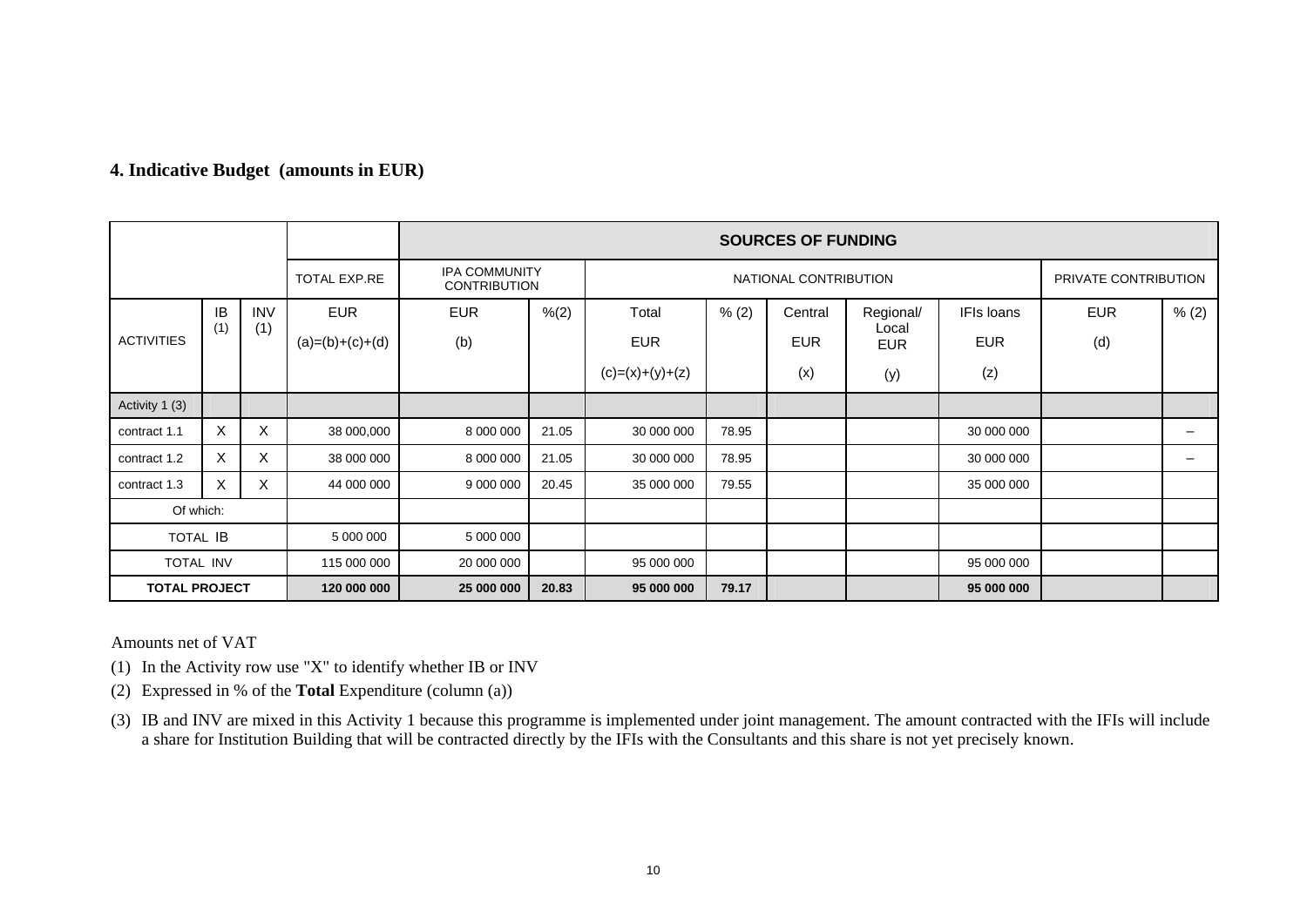## 4. Indicative Budget (amounts in EUR)

| | | | | SOURCES OF FUNDING | | | | | | | | |
|---|---|---|---|---|---|---|---|---|---|---|---|---|
| | | | TOTAL EXP.RE | IPA COMMUNITY CONTRIBUTION | | NATIONAL CONTRIBUTION | | | | | PRIVATE CONTRIBUTION | |
| ACTIVITIES | IB (1) | INV (1) | EUR (a)=(b)+(c)+(d) | EUR (b) | %(2) | Total EUR (c)=(x)+(y)+(z) | % (2) | Central EUR (x) | Regional/ Local EUR (y) | IFIs loans EUR (z) | EUR (d) | % (2) |
| Activity 1 (3) | | | | | | | | | | | | |
| contract 1.1 | X | X | 38 000,000 | 8 000 000 | 21.05 | 30 000 000 | 78.95 | | | 30 000 000 | | – |
| contract 1.2 | X | X | 38 000 000 | 8 000 000 | 21.05 | 30 000 000 | 78.95 | | | 30 000 000 | | – |
| contract 1.3 | X | X | 44 000 000 | 9 000 000 | 20.45 | 35 000 000 | 79.55 | | | 35 000 000 | | |
| Of which: | | | | | | | | | | | | |
| TOTAL IB | | | 5 000 000 | 5 000 000 | | | | | | | | |
| TOTAL INV | | | 115 000 000 | 20 000 000 | | 95 000 000 | | | | 95 000 000 | | |
| **TOTAL PROJECT** | | | **120 000 000** | **25 000 000** | **20.83** | **95 000 000** | **79.17** | | | **95 000 000** | | |

Amounts net of VAT

(1) In the Activity row use "X" to identify whether IB or INV

(2) Expressed in % of the **Total** Expenditure (column (a))

(3) IB and INV are mixed in this Activity 1 because this programme is implemented under joint management. The amount contracted with the IFIs will include a share for Institution Building that will be contracted directly by the IFIs with the Consultants and this share is not yet precisely known.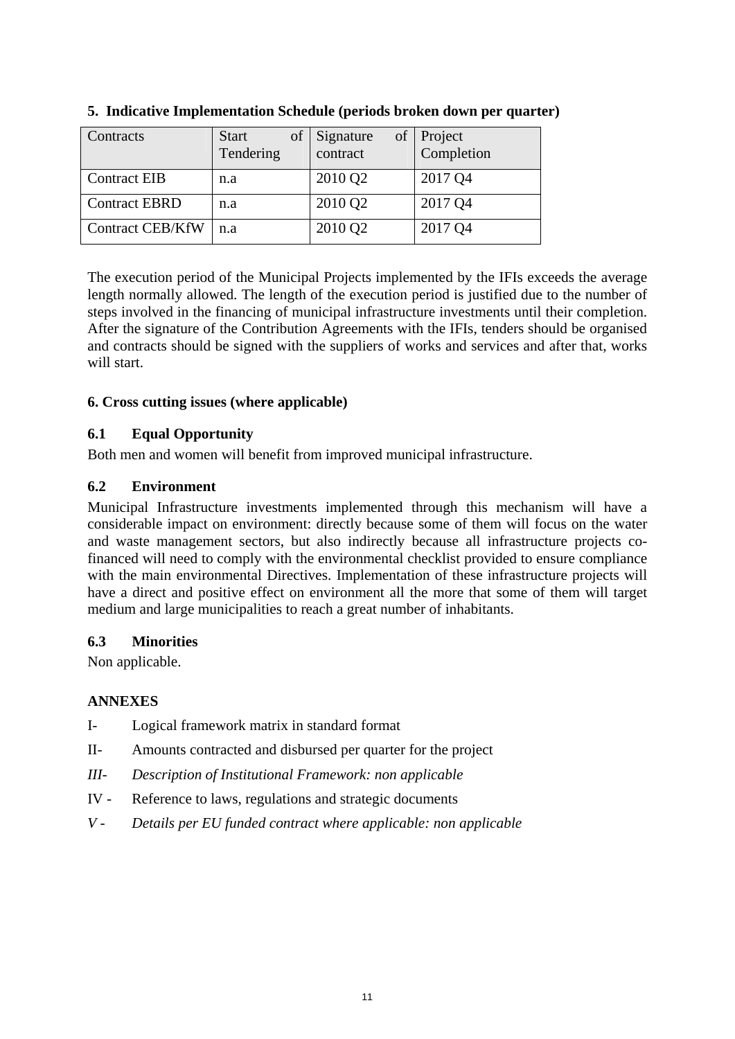## 5. Indicative Implementation Schedule (periods broken down per quarter)

| Contracts | Start of Tendering | Signature of contract | Project Completion |
|---|---|---|---|
| Contract EIB | n.a | 2010 Q2 | 2017 Q4 |
| Contract EBRD | n.a | 2010 Q2 | 2017 Q4 |
| Contract CEB/KfW | n.a | 2010 Q2 | 2017 Q4 |

The execution period of the Municipal Projects implemented by the IFIs exceeds the average length normally allowed. The length of the execution period is justified due to the number of steps involved in the financing of municipal infrastructure investments until their completion. After the signature of the Contribution Agreements with the IFIs, tenders should be organised and contracts should be signed with the suppliers of works and services and after that, works will start.

## 6. Cross cutting issues (where applicable)

### 6.1 Equal Opportunity

Both men and women will benefit from improved municipal infrastructure.

### 6.2 Environment

Municipal Infrastructure investments implemented through this mechanism will have a considerable impact on environment: directly because some of them will focus on the water and waste management sectors, but also indirectly because all infrastructure projects co-financed will need to comply with the environmental checklist provided to ensure compliance with the main environmental Directives. Implementation of these infrastructure projects will have a direct and positive effect on environment all the more that some of them will target medium and large municipalities to reach a great number of inhabitants.

### 6.3 Minorities

Non applicable.

## ANNEXES

- I- Logical framework matrix in standard format
- II- Amounts contracted and disbursed per quarter for the project
- *III- Description of Institutional Framework: non applicable*
- IV - Reference to laws, regulations and strategic documents
- *V - Details per EU funded contract where applicable: non applicable*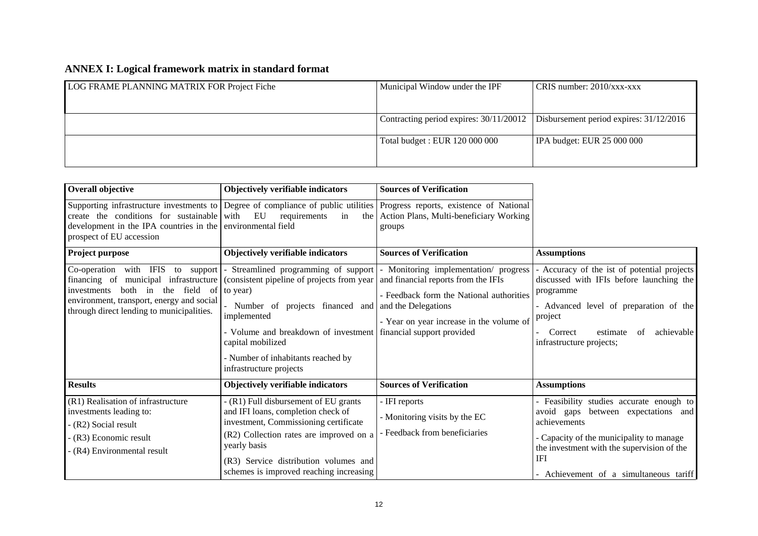## ANNEX I: Logical framework matrix in standard format

| LOG FRAME PLANNING MATRIX FOR Project Fiche | Municipal Window under the IPF | CRIS number: 2010/xxx-xxx |
|---|---|---|
| | Contracting period expires: 30/11/20012 | Disbursement period expires: 31/12/2016 |
| | Total budget : EUR 120 000 000 | IPA budget: EUR 25 000 000 |

| **Overall objective** | **Objectively verifiable indicators** | **Sources of Verification** | |
|---|---|---|---|
| Supporting infrastructure investments to create the conditions for sustainable development in the IPA countries in the prospect of EU accession | Degree of compliance of public utilities with EU requirements in the environmental field | Progress reports, existence of National Action Plans, Multi-beneficiary Working groups | |
| **Project purpose** | **Objectively verifiable indicators** | **Sources of Verification** | **Assumptions** |
| Co-operation with IFIS to support financing of municipal infrastructure investments both in the field of environment, transport, energy and social through direct lending to municipalities. | - Streamlined programming of support (consistent pipeline of projects from year to year)<br>- Number of projects financed and implemented<br>- Volume and breakdown of investment capital mobilized<br>- Number of inhabitants reached by infrastructure projects | - Monitoring implementation/ progress and financial reports from the IFIs<br>- Feedback form the National authorities and the Delegations<br>- Year on year increase in the volume of financial support provided | - Accuracy of the ist of potential projects discussed with IFIs before launching the programme<br>- Advanced level of preparation of the project<br>- Correct estimate of achievable infrastructure projects; |
| **Results** | **Objectively verifiable indicators** | **Sources of Verification** | **Assumptions** |
| (R1) Realisation of infrastructure investments leading to:<br>- (R2) Social result<br>- (R3) Economic result<br>- (R4) Environmental result | - (R1) Full disbursement of EU grants and IFI loans, completion check of investment, Commissioning certificate<br>(R2) Collection rates are improved on a yearly basis<br>(R3) Service distribution volumes and schemes is improved reaching increasing | - IFI reports<br>- Monitoring visits by the EC<br>- Feedback from beneficiaries | - Feasibility studies accurate enough to avoid gaps between expectations and achievements<br>- Capacity of the municipality to manage the investment with the supervision of the IFI<br>- Achievement of a simultaneous tariff |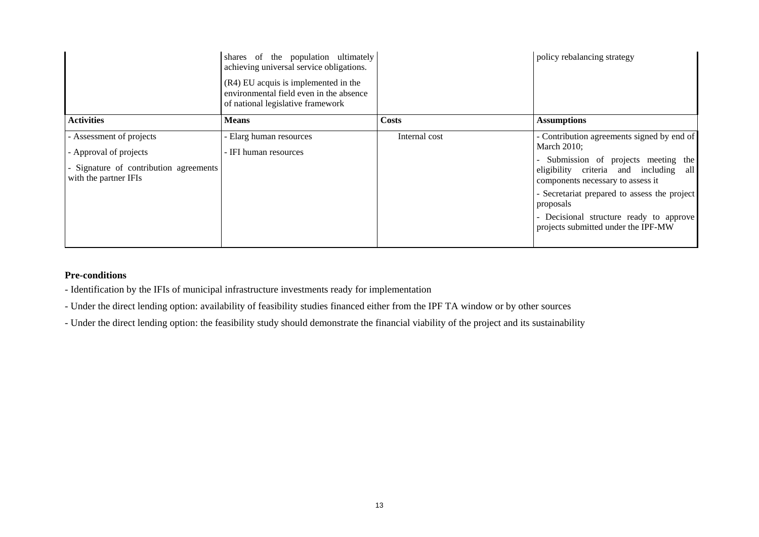| | shares of the population ultimately achieving universal service obligations.<br><br>(R4) EU acquis is implemented in the environmental field even in the absence of national legislative framework | | policy rebalancing strategy |
|---|---|---|---|
| **Activities** | **Means** | **Costs** | **Assumptions** |
| - Assessment of projects<br><br>- Approval of projects<br><br>- Signature of contribution agreements with the partner IFIs | - Elarg human resources<br><br>- IFI human resources | Internal cost | - Contribution agreements signed by end of March 2010;<br><br>- Submission of projects meeting the eligibility criteria and including all components necessary to assess it<br><br>- Secretariat prepared to assess the project proposals<br><br>- Decisional structure ready to approve projects submitted under the IPF-MW |

**Pre-conditions**

- Identification by the IFIs of municipal infrastructure investments ready for implementation

- Under the direct lending option: availability of feasibility studies financed either from the IPF TA window or by other sources

- Under the direct lending option: the feasibility study should demonstrate the financial viability of the project and its sustainability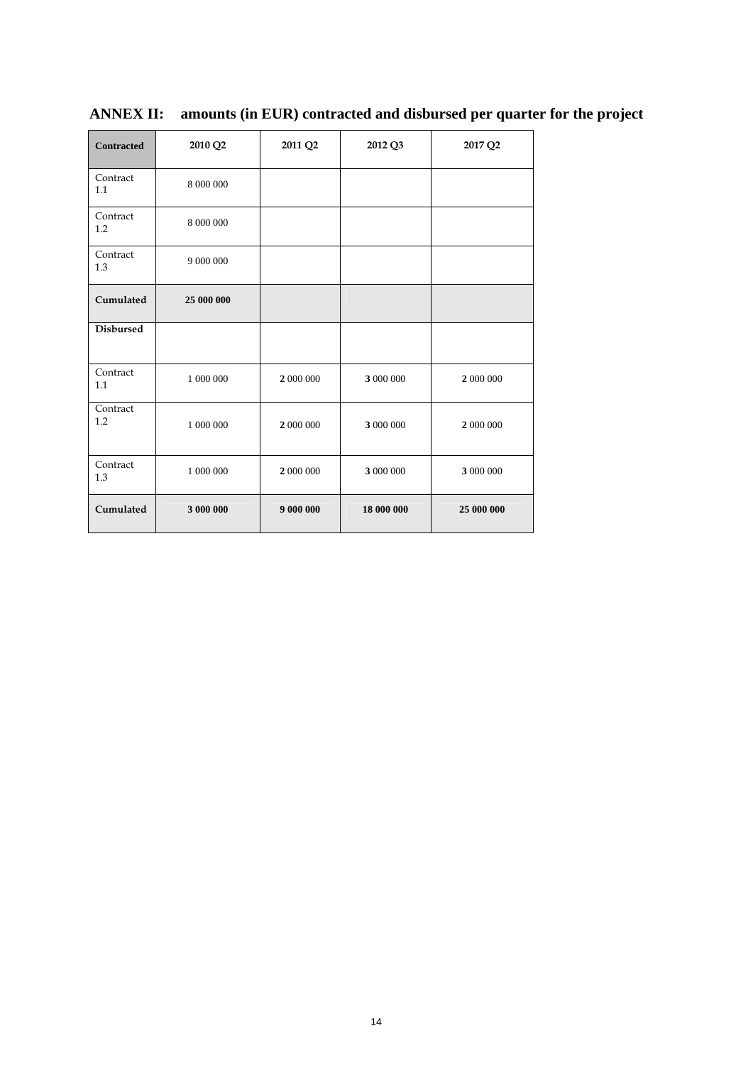## ANNEX II: amounts (in EUR) contracted and disbursed per quarter for the project

| **Contracted** | **2010 Q2** | **2011 Q2** | **2012 Q3** | **2017 Q2** |
|---|---|---|---|---|
| Contract 1.1 | 8 000 000 | | | |
| Contract 1.2 | 8 000 000 | | | |
| Contract 1.3 | 9 000 000 | | | |
| **Cumulated** | **25 000 000** | | | |
| **Disbursed** | | | | |
| Contract 1.1 | 1 000 000 | **2** 000 000 | **3** 000 000 | **2** 000 000 |
| Contract 1.2 | 1 000 000 | **2** 000 000 | **3** 000 000 | **2** 000 000 |
| Contract 1.3 | 1 000 000 | **2** 000 000 | **3** 000 000 | **3** 000 000 |
| **Cumulated** | **3 000 000** | **9 000 000** | **18 000 000** | **25 000 000** |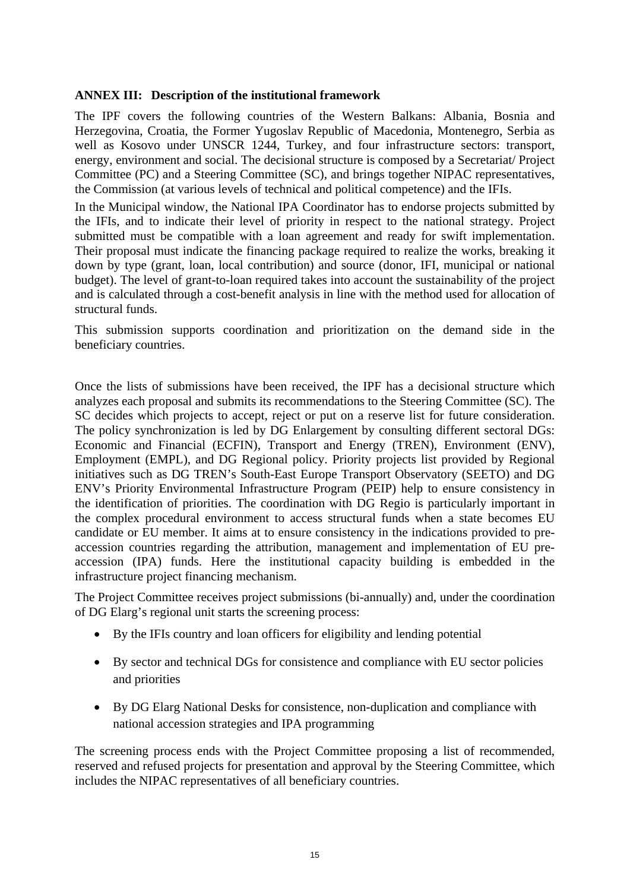### ANNEX III: Description of the institutional framework

The IPF covers the following countries of the Western Balkans: Albania, Bosnia and Herzegovina, Croatia, the Former Yugoslav Republic of Macedonia, Montenegro, Serbia as well as Kosovo under UNSCR 1244, Turkey, and four infrastructure sectors: transport, energy, environment and social. The decisional structure is composed by a Secretariat/ Project Committee (PC) and a Steering Committee (SC), and brings together NIPAC representatives, the Commission (at various levels of technical and political competence) and the IFIs.

In the Municipal window, the National IPA Coordinator has to endorse projects submitted by the IFIs, and to indicate their level of priority in respect to the national strategy. Project submitted must be compatible with a loan agreement and ready for swift implementation. Their proposal must indicate the financing package required to realize the works, breaking it down by type (grant, loan, local contribution) and source (donor, IFI, municipal or national budget). The level of grant-to-loan required takes into account the sustainability of the project and is calculated through a cost-benefit analysis in line with the method used for allocation of structural funds.

This submission supports coordination and prioritization on the demand side in the beneficiary countries.

Once the lists of submissions have been received, the IPF has a decisional structure which analyzes each proposal and submits its recommendations to the Steering Committee (SC). The SC decides which projects to accept, reject or put on a reserve list for future consideration. The policy synchronization is led by DG Enlargement by consulting different sectoral DGs: Economic and Financial (ECFIN), Transport and Energy (TREN), Environment (ENV), Employment (EMPL), and DG Regional policy. Priority projects list provided by Regional initiatives such as DG TREN's South-East Europe Transport Observatory (SEETO) and DG ENV's Priority Environmental Infrastructure Program (PEIP) help to ensure consistency in the identification of priorities. The coordination with DG Regio is particularly important in the complex procedural environment to access structural funds when a state becomes EU candidate or EU member. It aims at to ensure consistency in the indications provided to pre-accession countries regarding the attribution, management and implementation of EU pre-accession (IPA) funds. Here the institutional capacity building is embedded in the infrastructure project financing mechanism.

The Project Committee receives project submissions (bi-annually) and, under the coordination of DG Elarg's regional unit starts the screening process:

- By the IFIs country and loan officers for eligibility and lending potential
- By sector and technical DGs for consistence and compliance with EU sector policies and priorities
- By DG Elarg National Desks for consistence, non-duplication and compliance with national accession strategies and IPA programming

The screening process ends with the Project Committee proposing a list of recommended, reserved and refused projects for presentation and approval by the Steering Committee, which includes the NIPAC representatives of all beneficiary countries.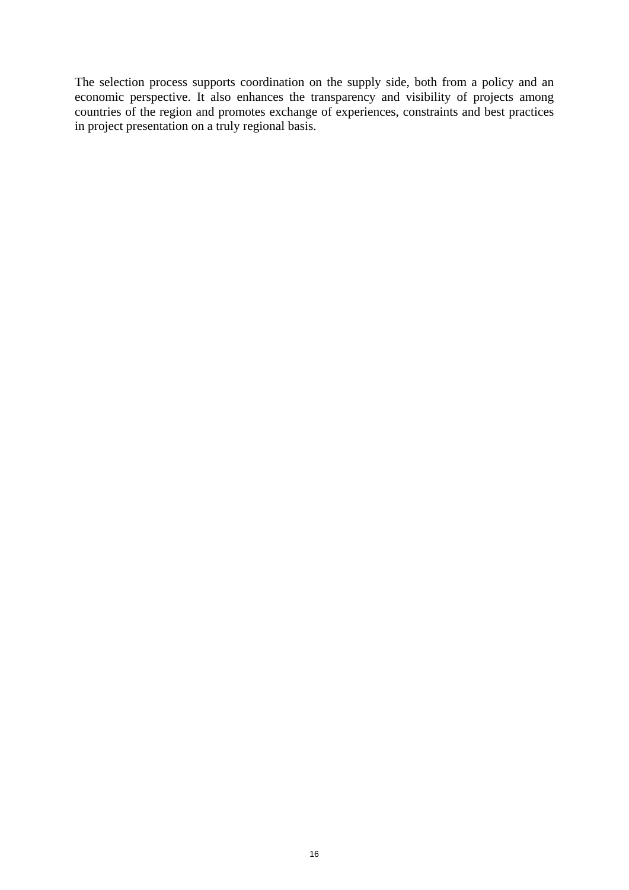The selection process supports coordination on the supply side, both from a policy and an economic perspective. It also enhances the transparency and visibility of projects among countries of the region and promotes exchange of experiences, constraints and best practices in project presentation on a truly regional basis.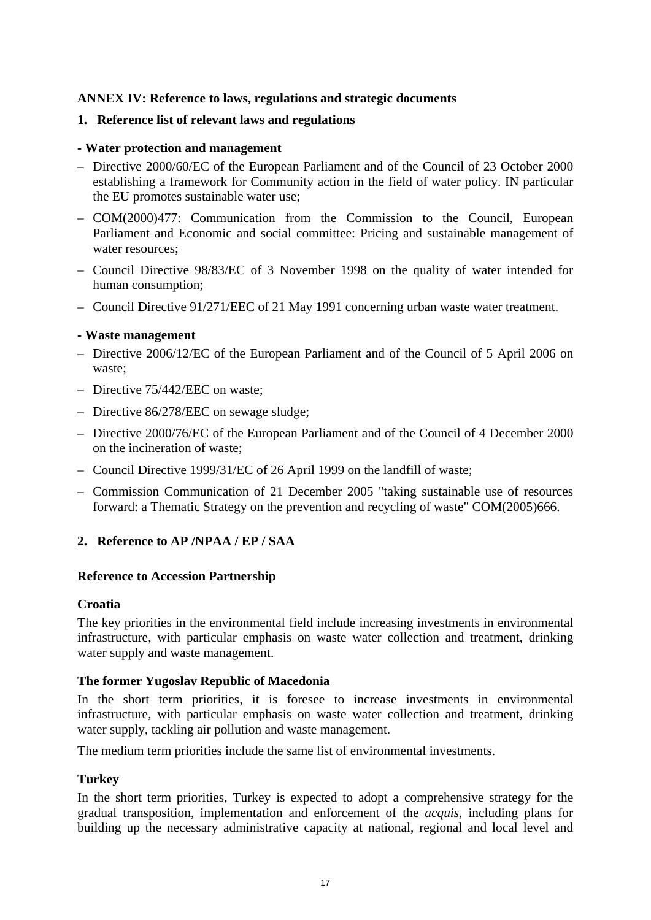**ANNEX IV: Reference to laws, regulations and strategic documents**

## 1. Reference list of relevant laws and regulations

**- Water protection and management**

– Directive 2000/60/EC of the European Parliament and of the Council of 23 October 2000 establishing a framework for Community action in the field of water policy. IN particular the EU promotes sustainable water use;

– COM(2000)477: Communication from the Commission to the Council, European Parliament and Economic and social committee: Pricing and sustainable management of water resources;

– Council Directive 98/83/EC of 3 November 1998 on the quality of water intended for human consumption;

– Council Directive 91/271/EEC of 21 May 1991 concerning urban waste water treatment.

**- Waste management**

– Directive 2006/12/EC of the European Parliament and of the Council of 5 April 2006 on waste;

– Directive 75/442/EEC on waste;

– Directive 86/278/EEC on sewage sludge;

– Directive 2000/76/EC of the European Parliament and of the Council of 4 December 2000 on the incineration of waste;

– Council Directive 1999/31/EC of 26 April 1999 on the landfill of waste;

– Commission Communication of 21 December 2005 "taking sustainable use of resources forward: a Thematic Strategy on the prevention and recycling of waste" COM(2005)666.

## 2. Reference to AP /NPAA / EP / SAA

**Reference to Accession Partnership**

**Croatia**

The key priorities in the environmental field include increasing investments in environmental infrastructure, with particular emphasis on waste water collection and treatment, drinking water supply and waste management.

**The former Yugoslav Republic of Macedonia**

In the short term priorities, it is foresee to increase investments in environmental infrastructure, with particular emphasis on waste water collection and treatment, drinking water supply, tackling air pollution and waste management.

The medium term priorities include the same list of environmental investments.

**Turkey**

In the short term priorities, Turkey is expected to adopt a comprehensive strategy for the gradual transposition, implementation and enforcement of the *acquis*, including plans for building up the necessary administrative capacity at national, regional and local level and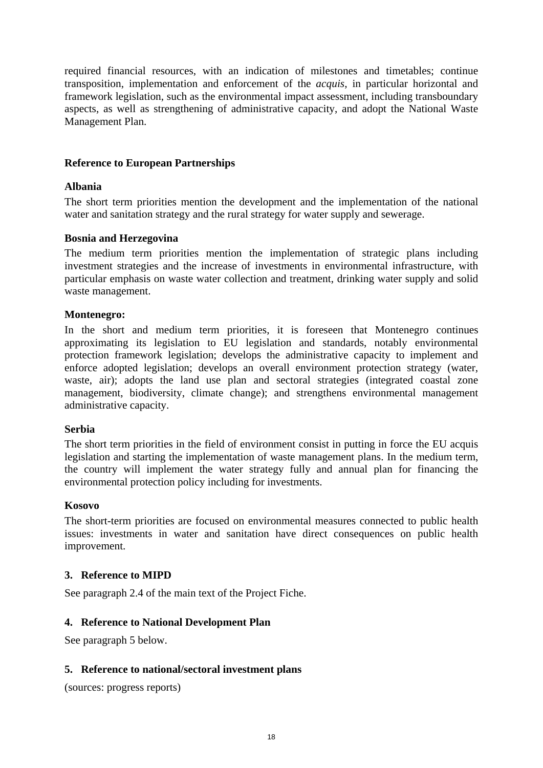required financial resources, with an indication of milestones and timetables; continue transposition, implementation and enforcement of the *acquis*, in particular horizontal and framework legislation, such as the environmental impact assessment, including transboundary aspects, as well as strengthening of administrative capacity, and adopt the National Waste Management Plan.

**Reference to European Partnerships**

**Albania**

The short term priorities mention the development and the implementation of the national water and sanitation strategy and the rural strategy for water supply and sewerage.

**Bosnia and Herzegovina**

The medium term priorities mention the implementation of strategic plans including investment strategies and the increase of investments in environmental infrastructure, with particular emphasis on waste water collection and treatment, drinking water supply and solid waste management.

**Montenegro:**

In the short and medium term priorities, it is foreseen that Montenegro continues approximating its legislation to EU legislation and standards, notably environmental protection framework legislation; develops the administrative capacity to implement and enforce adopted legislation; develops an overall environment protection strategy (water, waste, air); adopts the land use plan and sectoral strategies (integrated coastal zone management, biodiversity, climate change); and strengthens environmental management administrative capacity.

**Serbia**

The short term priorities in the field of environment consist in putting in force the EU acquis legislation and starting the implementation of waste management plans. In the medium term, the country will implement the water strategy fully and annual plan for financing the environmental protection policy including for investments.

**Kosovo**

The short-term priorities are focused on environmental measures connected to public health issues: investments in water and sanitation have direct consequences on public health improvement.

## 3. Reference to MIPD

See paragraph 2.4 of the main text of the Project Fiche.

## 4. Reference to National Development Plan

See paragraph 5 below.

## 5. Reference to national/sectoral investment plans

(sources: progress reports)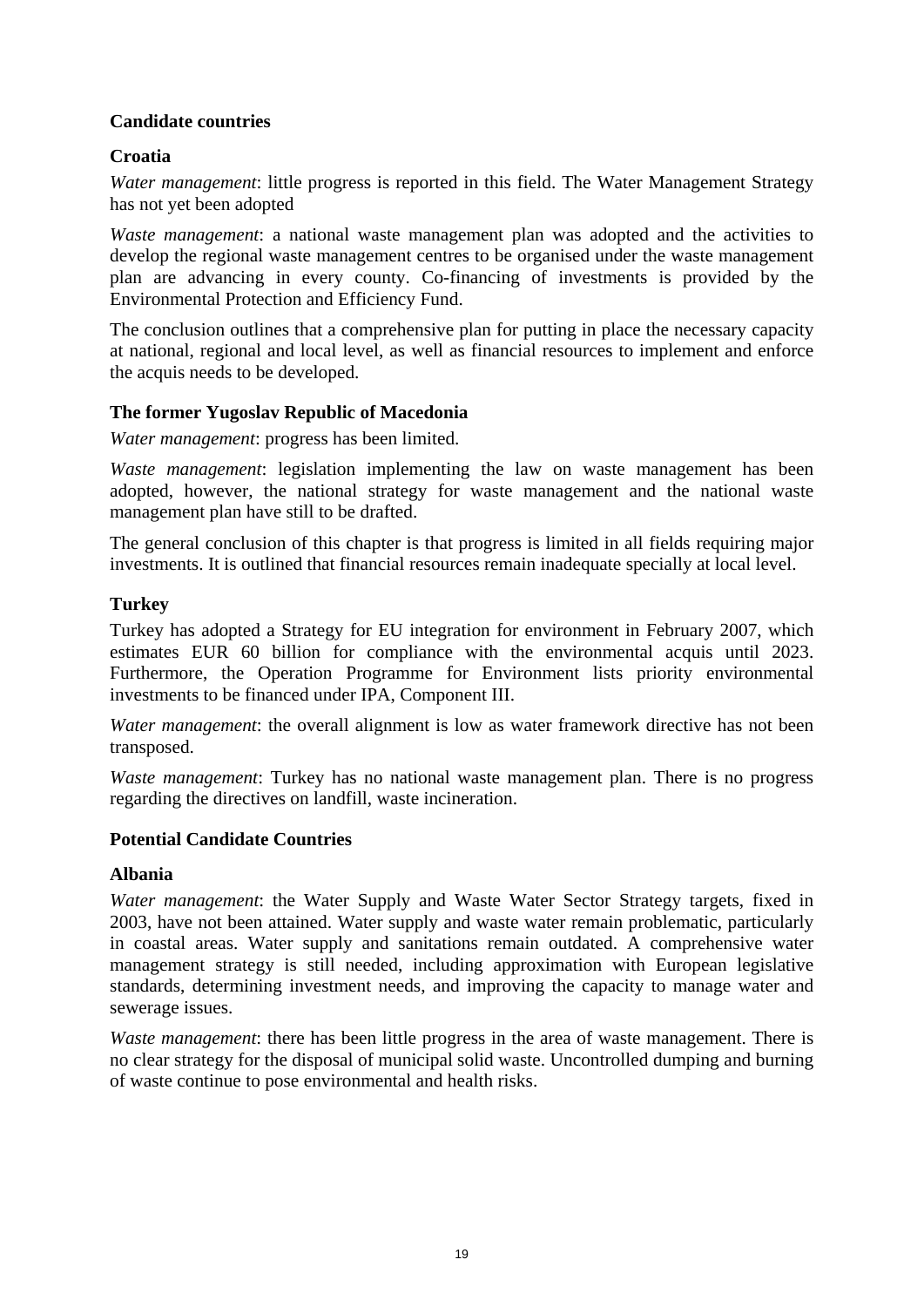**Candidate countries**

**Croatia**

*Water management*: little progress is reported in this field. The Water Management Strategy has not yet been adopted

*Waste management*: a national waste management plan was adopted and the activities to develop the regional waste management centres to be organised under the waste management plan are advancing in every county. Co-financing of investments is provided by the Environmental Protection and Efficiency Fund.

The conclusion outlines that a comprehensive plan for putting in place the necessary capacity at national, regional and local level, as well as financial resources to implement and enforce the acquis needs to be developed.

**The former Yugoslav Republic of Macedonia**

*Water management*: progress has been limited.

*Waste management*: legislation implementing the law on waste management has been adopted, however, the national strategy for waste management and the national waste management plan have still to be drafted.

The general conclusion of this chapter is that progress is limited in all fields requiring major investments. It is outlined that financial resources remain inadequate specially at local level.

**Turkey**

Turkey has adopted a Strategy for EU integration for environment in February 2007, which estimates EUR 60 billion for compliance with the environmental acquis until 2023. Furthermore, the Operation Programme for Environment lists priority environmental investments to be financed under IPA, Component III.

*Water management*: the overall alignment is low as water framework directive has not been transposed.

*Waste management*: Turkey has no national waste management plan. There is no progress regarding the directives on landfill, waste incineration.

**Potential Candidate Countries**

**Albania**

*Water management*: the Water Supply and Waste Water Sector Strategy targets, fixed in 2003, have not been attained. Water supply and waste water remain problematic, particularly in coastal areas. Water supply and sanitations remain outdated. A comprehensive water management strategy is still needed, including approximation with European legislative standards, determining investment needs, and improving the capacity to manage water and sewerage issues.

*Waste management*: there has been little progress in the area of waste management. There is no clear strategy for the disposal of municipal solid waste. Uncontrolled dumping and burning of waste continue to pose environmental and health risks.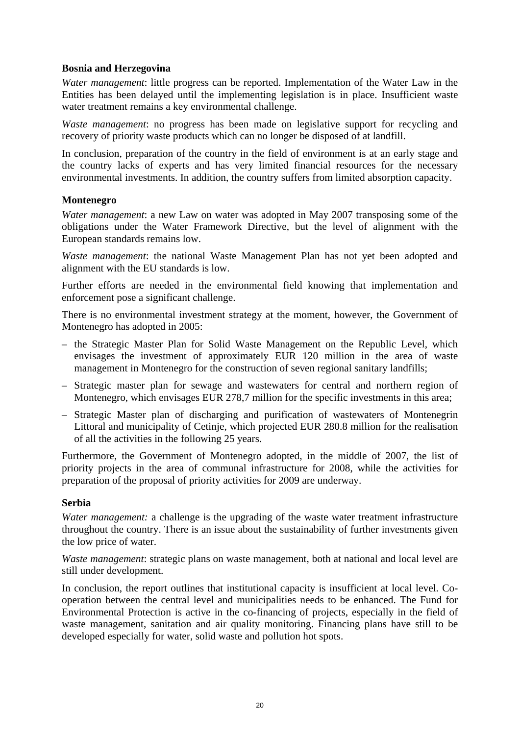**Bosnia and Herzegovina**

*Water management*: little progress can be reported. Implementation of the Water Law in the Entities has been delayed until the implementing legislation is in place. Insufficient waste water treatment remains a key environmental challenge.

*Waste management*: no progress has been made on legislative support for recycling and recovery of priority waste products which can no longer be disposed of at landfill.

In conclusion, preparation of the country in the field of environment is at an early stage and the country lacks of experts and has very limited financial resources for the necessary environmental investments. In addition, the country suffers from limited absorption capacity.

**Montenegro**

*Water management*: a new Law on water was adopted in May 2007 transposing some of the obligations under the Water Framework Directive, but the level of alignment with the European standards remains low.

*Waste management*: the national Waste Management Plan has not yet been adopted and alignment with the EU standards is low.

Further efforts are needed in the environmental field knowing that implementation and enforcement pose a significant challenge.

There is no environmental investment strategy at the moment, however, the Government of Montenegro has adopted in 2005:

– the Strategic Master Plan for Solid Waste Management on the Republic Level, which envisages the investment of approximately EUR 120 million in the area of waste management in Montenegro for the construction of seven regional sanitary landfills;

– Strategic master plan for sewage and wastewaters for central and northern region of Montenegro, which envisages EUR 278,7 million for the specific investments in this area;

– Strategic Master plan of discharging and purification of wastewaters of Montenegrin Littoral and municipality of Cetinje, which projected EUR 280.8 million for the realisation of all the activities in the following 25 years.

Furthermore, the Government of Montenegro adopted, in the middle of 2007, the list of priority projects in the area of communal infrastructure for 2008, while the activities for preparation of the proposal of priority activities for 2009 are underway.

**Serbia**

*Water management:* a challenge is the upgrading of the waste water treatment infrastructure throughout the country. There is an issue about the sustainability of further investments given the low price of water.

*Waste management*: strategic plans on waste management, both at national and local level are still under development.

In conclusion, the report outlines that institutional capacity is insufficient at local level. Co-operation between the central level and municipalities needs to be enhanced. The Fund for Environmental Protection is active in the co-financing of projects, especially in the field of waste management, sanitation and air quality monitoring. Financing plans have still to be developed especially for water, solid waste and pollution hot spots.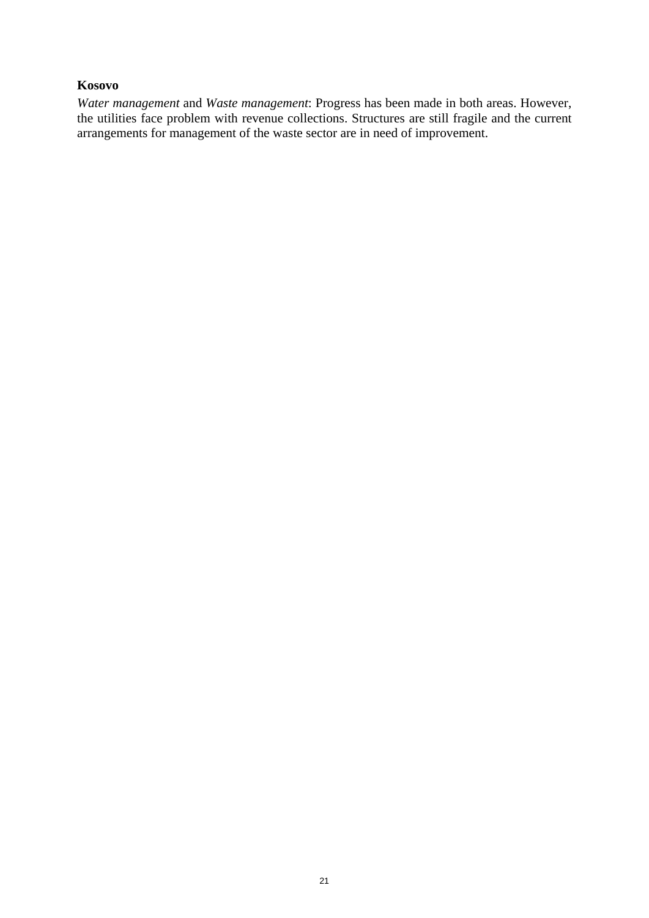**Kosovo**

*Water management* and *Waste management*: Progress has been made in both areas. However, the utilities face problem with revenue collections. Structures are still fragile and the current arrangements for management of the waste sector are in need of improvement.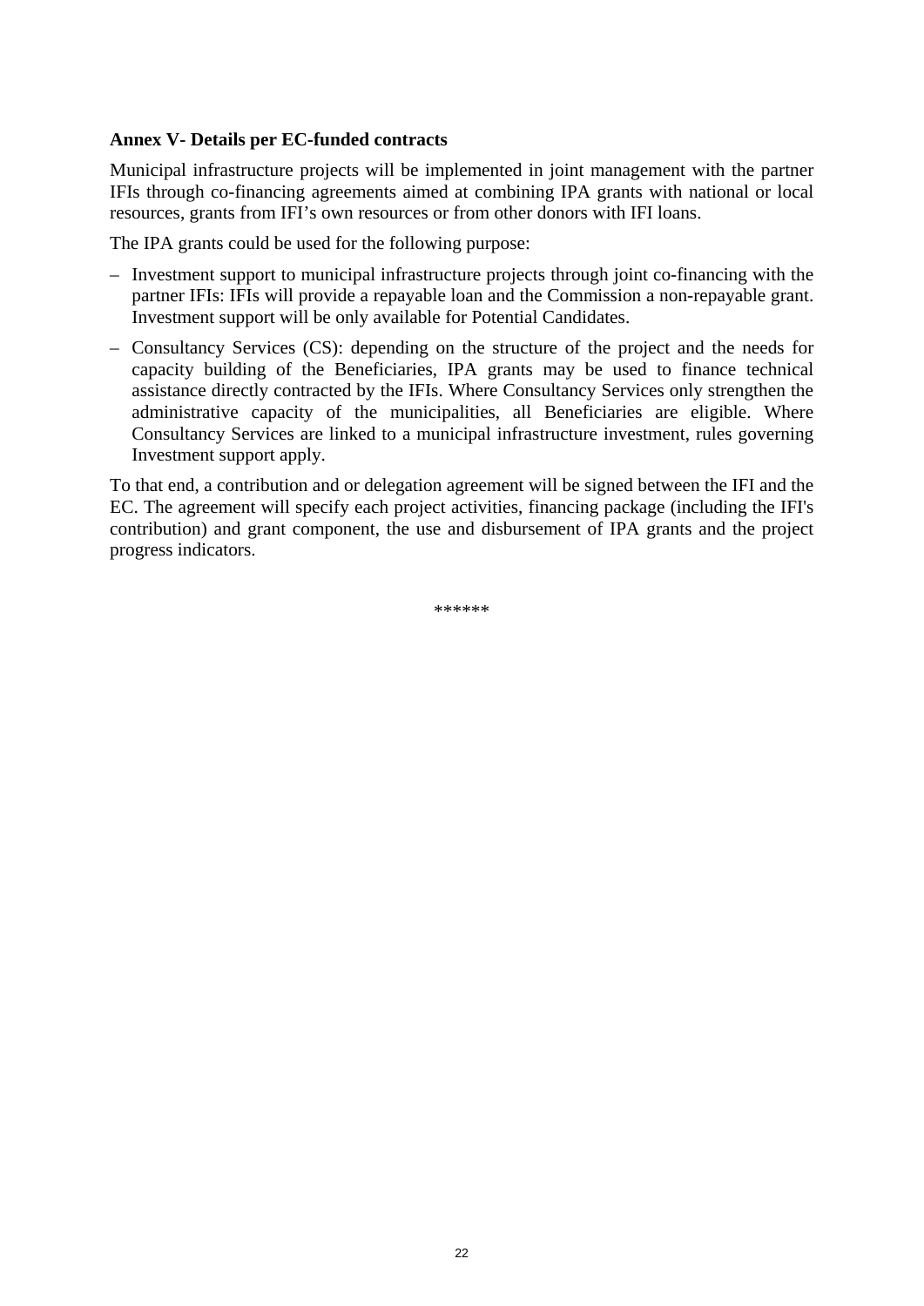**Annex V- Details per EC-funded contracts**

Municipal infrastructure projects will be implemented in joint management with the partner IFIs through co-financing agreements aimed at combining IPA grants with national or local resources, grants from IFI's own resources or from other donors with IFI loans.

The IPA grants could be used for the following purpose:

- Investment support to municipal infrastructure projects through joint co-financing with the partner IFIs: IFIs will provide a repayable loan and the Commission a non-repayable grant. Investment support will be only available for Potential Candidates.
- Consultancy Services (CS): depending on the structure of the project and the needs for capacity building of the Beneficiaries, IPA grants may be used to finance technical assistance directly contracted by the IFIs. Where Consultancy Services only strengthen the administrative capacity of the municipalities, all Beneficiaries are eligible. Where Consultancy Services are linked to a municipal infrastructure investment, rules governing Investment support apply.

To that end, a contribution and or delegation agreement will be signed between the IFI and the EC. The agreement will specify each project activities, financing package (including the IFI's contribution) and grant component, the use and disbursement of IPA grants and the project progress indicators.

******